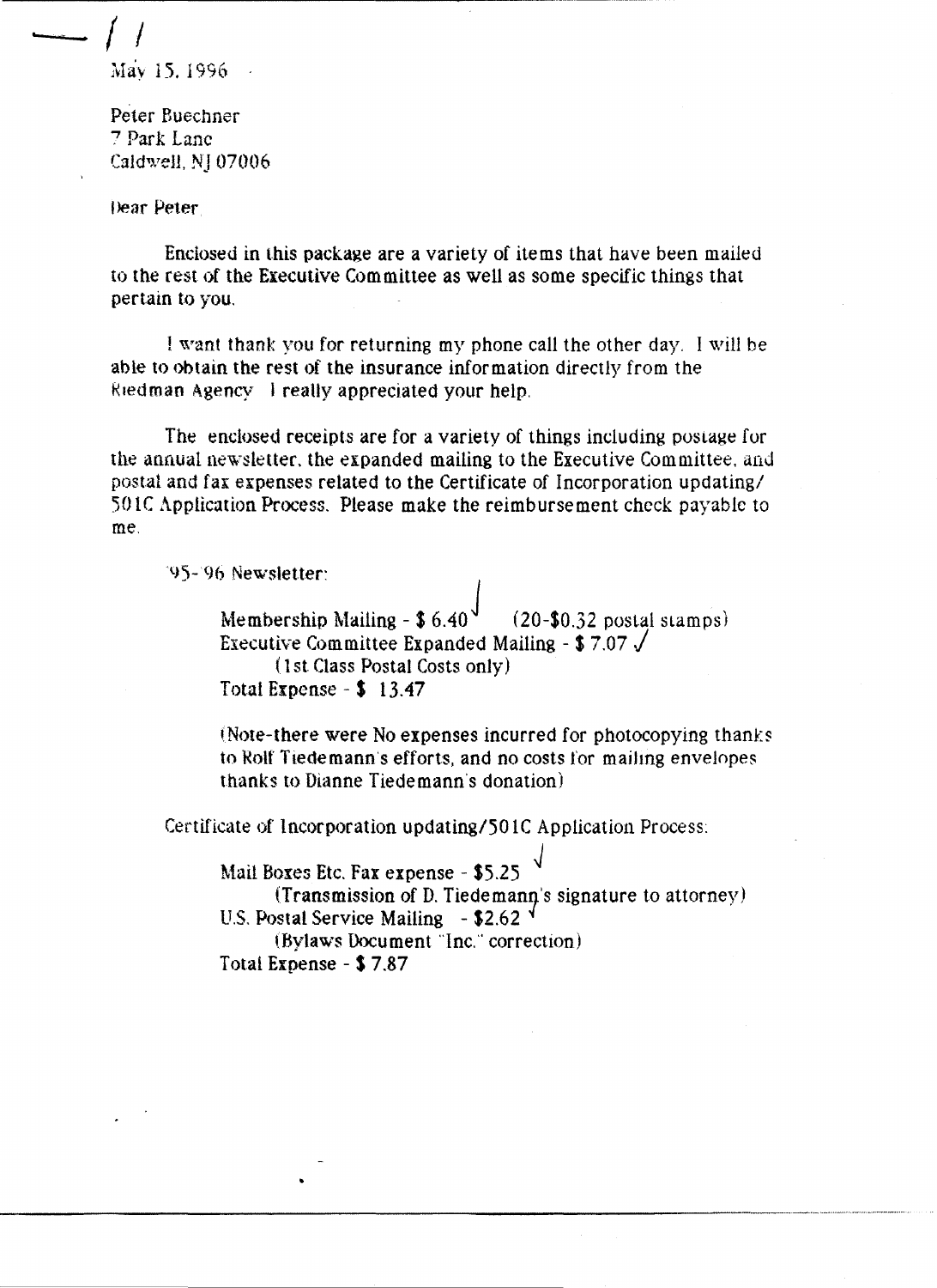May 15, 1996

Peter Buechner
7 Park Lane
Caldwell, NJ 07006

Dear Peter

Enclosed in this package are a variety of items that have been mailed to the rest of the Executive Committee as well as some specific things that pertain to you.

I want thank you for returning my phone call the other day. I will be able to obtain the rest of the insurance information directly from the Riedman Agency. I really appreciated your help.

The enclosed receipts are for a variety of things including postage for the annual newsletter, the expanded mailing to the Executive Committee, and postal and fax expenses related to the Certificate of Incorporation updating/ 501C Application Process. Please make the reimbursement check payable to me.

'95-'96 Newsletter:

> Membership Mailing - $ 6.40 ✓ (20-$0.32 postal stamps)
> Executive Committee Expanded Mailing - $ 7.07 ✓
> (1st Class Postal Costs only)
> Total Expense - $ 13.47
>
> (Note-there were No expenses incurred for photocopying thanks to Rolf Tiedemann's efforts, and no costs for mailing envelopes thanks to Dianne Tiedemann's donation)

Certificate of Incorporation updating/501C Application Process:

> Mail Boxes Etc. Fax expense - $5.25 ✓
> (Transmission of D. Tiedemann's signature to attorney)
> U.S. Postal Service Mailing - $2.62 ✓
> (Bylaws Document "Inc." correction)
> Total Expense - $ 7.87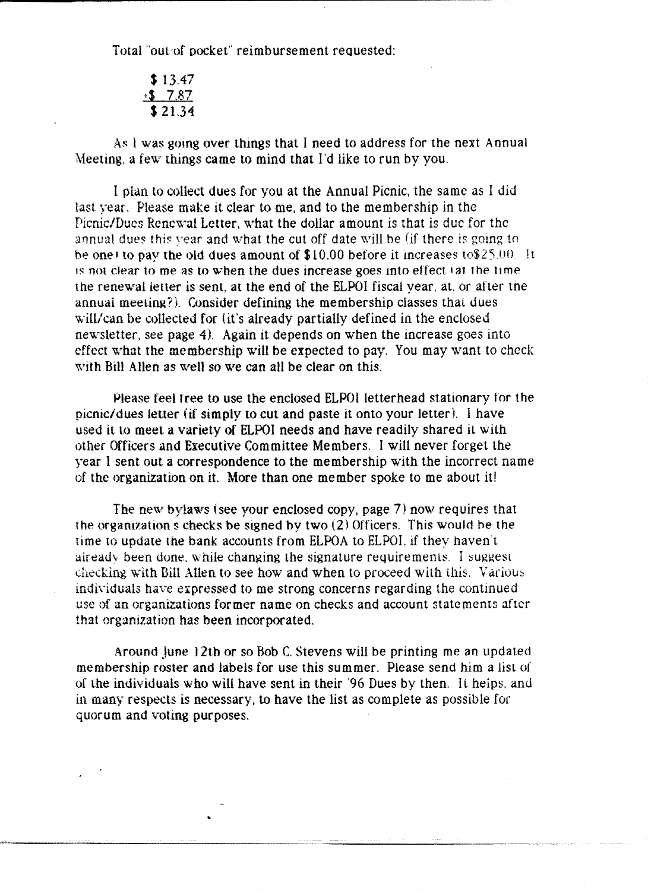Total "out of pocket" reimbursement requested:

$13.47
+$ 7.87
$21.34

As I was going over things that I need to address for the next Annual Meeting, a few things came to mind that I'd like to run by you.

I plan to collect dues for you at the Annual Picnic, the same as I did last year. Please make it clear to me, and to the membership in the Picnic/Dues Renewal Letter, what the dollar amount is that is due for the annual dues this year and what the cut off date will be (if there is going to be one) to pay the old dues amount of $10.00 before it increases to$25.00. It is not clear to me as to when the dues increase goes into effect (at the time the renewal letter is sent, at the end of the ELPOI fiscal year, at, or after the annual meeting?). Consider defining the membership classes that dues will/can be collected for (it's already partially defined in the enclosed newsletter, see page 4). Again it depends on when the increase goes into effect what the membership will be expected to pay. You may want to check with Bill Allen as well so we can all be clear on this.

Please feel free to use the enclosed ELPOI letterhead stationary for the picnic/dues letter (if simply to cut and paste it onto your letter). I have used it to meet a variety of ELPOI needs and have readily shared it with other Officers and Executive Committee Members. I will never forget the year I sent out a correspondence to the membership with the incorrect name of the organization on it. More than one member spoke to me about it!

The new bylaws (see your enclosed copy, page 7) now requires that the organization's checks be signed by two (2) Officers. This would be the time to update the bank accounts from ELPOA to ELPOI, if they haven't already been done, while changing the signature requirements. I suggest checking with Bill Allen to see how and when to proceed with this. Various individuals have expressed to me strong concerns regarding the continued use of an organizations former name on checks and account statements after that organization has been incorporated.

Around June 12th or so Bob C. Stevens will be printing me an updated membership roster and labels for use this summer. Please send him a list of of the individuals who will have sent in their '96 Dues by then. It helps, and in many respects is necessary, to have the list as complete as possible for quorum and voting purposes.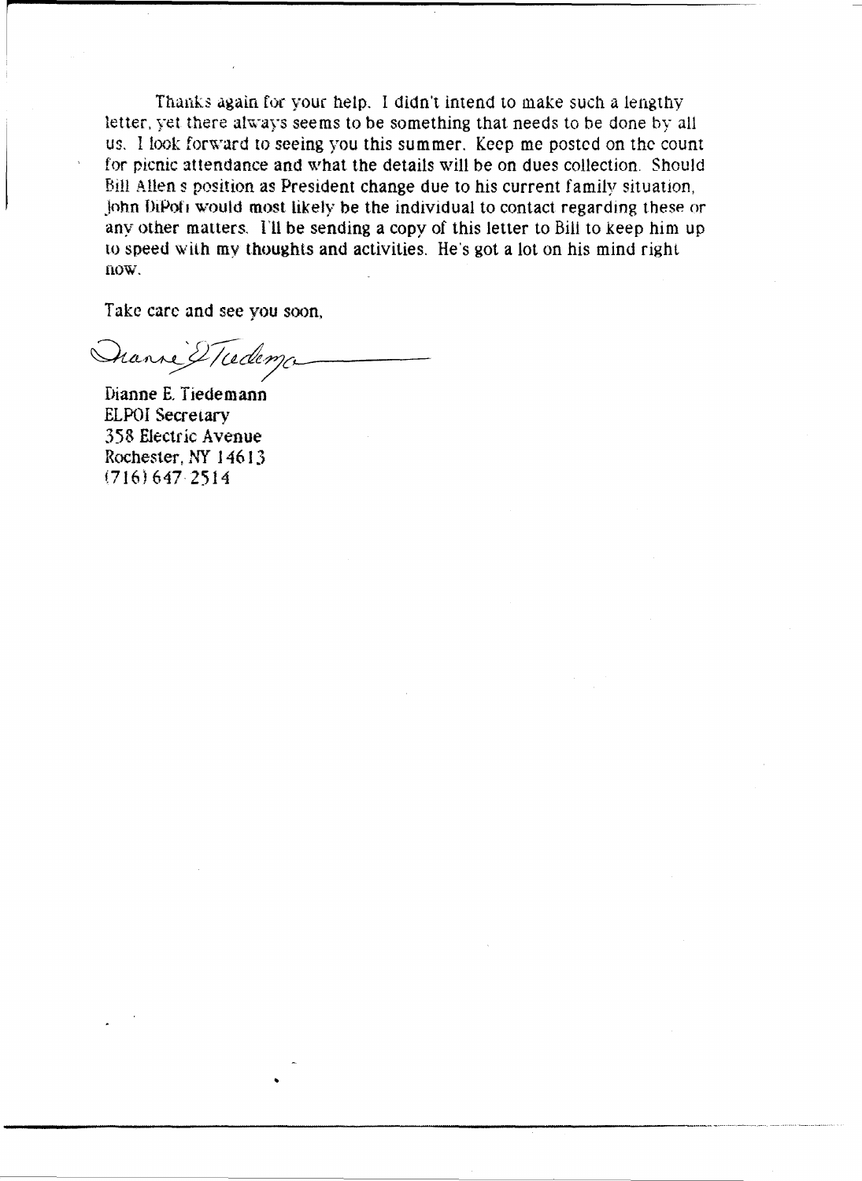Thanks again for your help. I didn't intend to make such a lengthy letter, yet there always seems to be something that needs to be done by all us. I look forward to seeing you this summer. Keep me posted on the count for picnic attendance and what the details will be on dues collection. Should Bill Allen s position as President change due to his current family situation, John DiPofi would most likely be the individual to contact regarding these or any other matters. I'll be sending a copy of this letter to Bill to keep him up to speed with my thoughts and activities. He's got a lot on his mind right now.

Take care and see you soon,

Dianne E. Tiedemann

Dianne E. Tiedemann
ELPOI Secretary
358 Electric Avenue
Rochester, NY 14613
(716) 647-2514